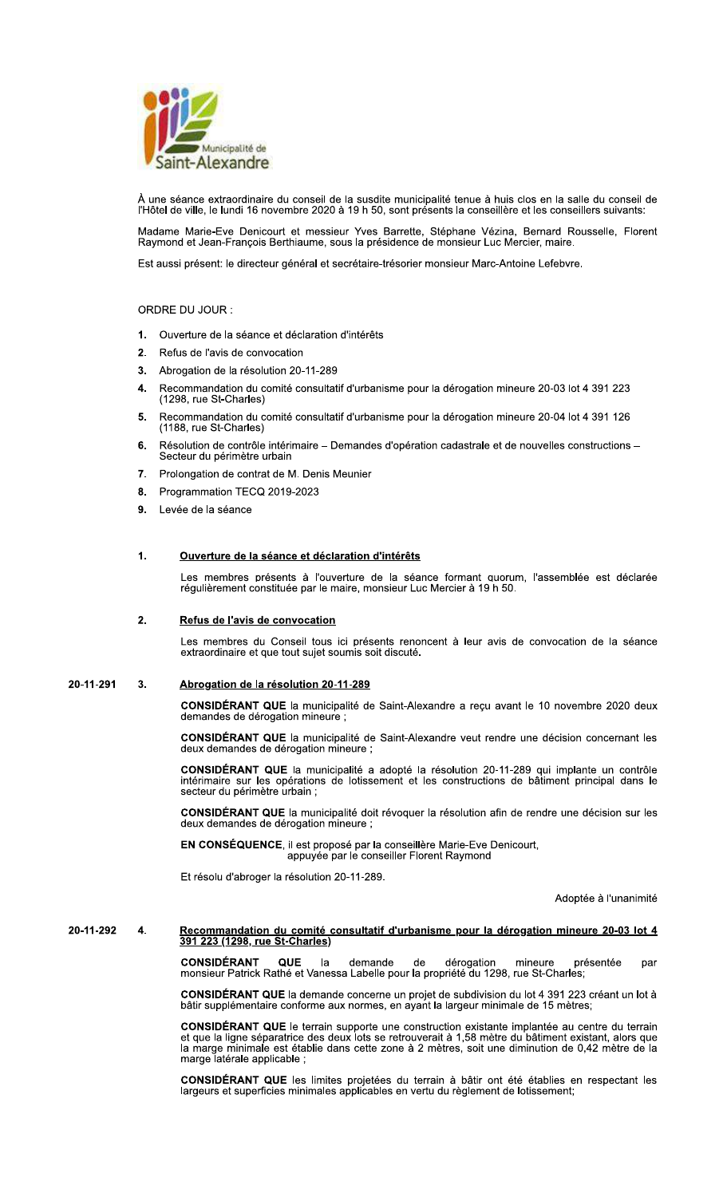Municipalité de Saint-Alexandre

À une séance extraordinaire du conseil de la susdite municipalité tenue à huis clos en la salle du conseil de l'Hôtel de ville, le lundi 16 novembre 2020 à 19 h 50, sont présents la conseillère et les conseillers suivants:

Madame Marie-Eve Denicourt et messieur Yves Barrette, Stéphane Vézina, Bernard Rousselle, Florent Raymond et Jean-François Berthiaume, sous la présidence de monsieur Luc Mercier, maire.

Est aussi présent: le directeur général et secrétaire-trésorier monsieur Marc-Antoine Lefebvre.

ORDRE DU JOUR :

1. Ouverture de la séance et déclaration d'intérêts
2. Refus de l'avis de convocation
3. Abrogation de la résolution 20-11-289
4. Recommandation du comité consultatif d'urbanisme pour la dérogation mineure 20-03 lot 4 391 223 (1298, rue St-Charles)
5. Recommandation du comité consultatif d'urbanisme pour la dérogation mineure 20-04 lot 4 391 126 (1188, rue St-Charles)
6. Résolution de contrôle intérimaire – Demandes d'opération cadastrale et de nouvelles constructions – Secteur du périmètre urbain
7. Prolongation de contrat de M. Denis Meunier
8. Programmation TECQ 2019-2023
9. Levée de la séance

## 1. Ouverture de la séance et déclaration d'intérêts

Les membres présents à l'ouverture de la séance formant quorum, l'assemblée est déclarée régulièrement constituée par le maire, monsieur Luc Mercier à 19 h 50.

## 2. Refus de l'avis de convocation

Les membres du Conseil tous ici présents renoncent à leur avis de convocation de la séance extraordinaire et que tout sujet soumis soit discuté**.**

## 20-11-291 3. Abrogation de la résolution 20-11-289

**CONSIDÉRANT QUE** la municipalité de Saint-Alexandre a reçu avant le 10 novembre 2020 deux demandes de dérogation mineure ;

**CONSIDÉRANT QUE** la municipalité de Saint-Alexandre veut rendre une décision concernant les deux demandes de dérogation mineure ;

**CONSIDÉRANT QUE** la municipalité a adopté la résolution 20-11-289 qui implante un contrôle intérimaire sur les opérations de lotissement et les constructions de bâtiment principal dans le secteur du périmètre urbain ;

**CONSIDÉRANT QUE** la municipalité doit révoquer la résolution afin de rendre une décision sur les deux demandes de dérogation mineure ;

**EN CONSÉQUENCE**, il est proposé par la conseillère Marie-Eve Denicourt,
appuyée par le conseiller Florent Raymond

Et résolu d'abroger la résolution 20-11-289.

Adoptée à l'unanimité

## 20-11-292 4. Recommandation du comité consultatif d'urbanisme pour la dérogation mineure 20-03 lot 4 391 223 (1298, rue St-Charles)

**CONSIDÉRANT QUE** la demande de dérogation mineure présentée par monsieur Patrick Rathé et Vanessa Labelle pour la propriété du 1298, rue St-Charles;

**CONSIDÉRANT QUE** la demande concerne un projet de subdivision du lot 4 391 223 créant un lot à bâtir supplémentaire conforme aux normes, en ayant la largeur minimale de 15 mètres;

**CONSIDÉRANT QUE** le terrain supporte une construction existante implantée au centre du terrain et que la ligne séparatrice des deux lots se retrouverait à 1,58 mètre du bâtiment existant, alors que la marge minimale est établie dans cette zone à 2 mètres, soit une diminution de 0,42 mètre de la marge latérale applicable ;

**CONSIDÉRANT QUE** les limites projetées du terrain à bâtir ont été établies en respectant les largeurs et superficies minimales applicables en vertu du règlement de lotissement;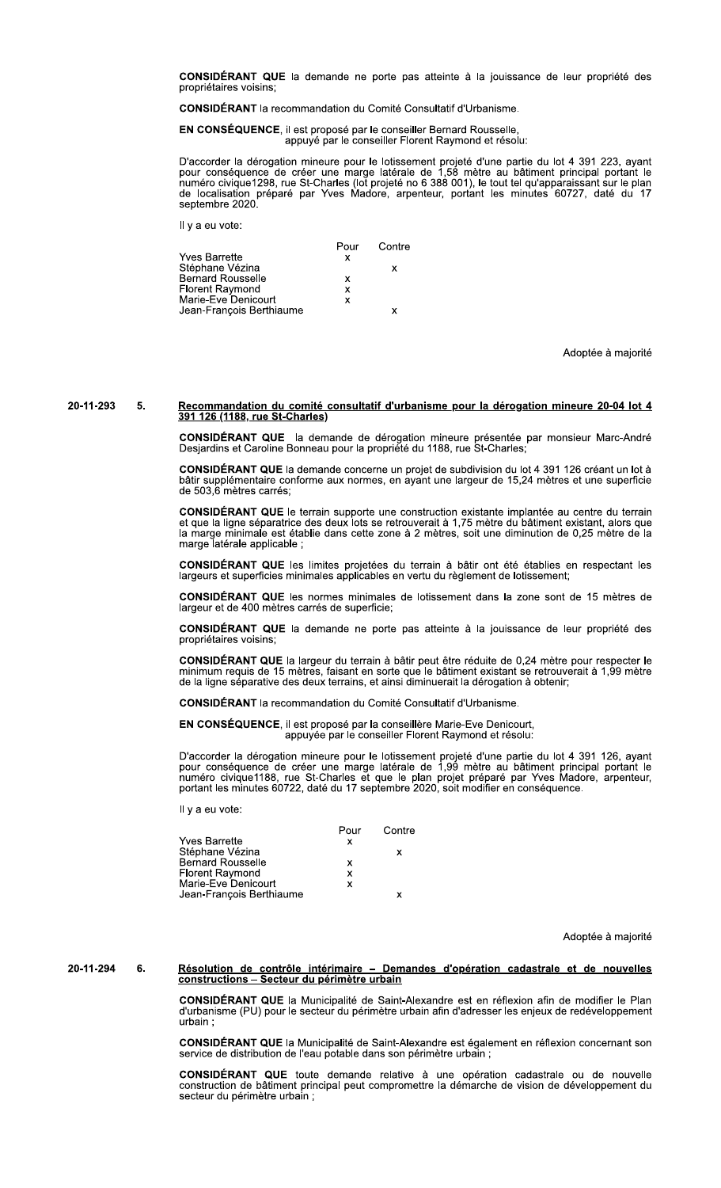**CONSIDÉRANT QUE** la demande ne porte pas atteinte à la jouissance de leur propriété des propriétaires voisins;

**CONSIDÉRANT** la recommandation du Comité Consultatif d'Urbanisme.

**EN CONSÉQUENCE**, il est proposé par le conseiller Bernard Rousselle,
appuyé par le conseiller Florent Raymond et résolu:

D'accorder la dérogation mineure pour le lotissement projeté d'une partie du lot 4 391 223, ayant pour conséquence de créer une marge latérale de 1,58 mètre au bâtiment principal portant le numéro civique1298, rue St-Charles (lot projeté no 6 388 001), le tout tel qu'apparaissant sur le plan de localisation préparé par Yves Madore, arpenteur, portant les minutes 60727, daté du 17 septembre 2020.

Il y a eu vote:

| | Pour | Contre |
|---|---|---|
| Yves Barrette | x | |
| Stéphane Vézina | | x |
| Bernard Rousselle | x | |
| Florent Raymond | x | |
| Marie-Eve Denicourt | x | |
| Jean-François Berthiaume | | x |

Adoptée à majorité

**20-11-293 5. <u>Recommandation du comité consultatif d'urbanisme pour la dérogation mineure 20-04 lot 4 391 126 (1188, rue St-Charles)</u>**

**CONSIDÉRANT QUE** la demande de dérogation mineure présentée par monsieur Marc-André Desjardins et Caroline Bonneau pour la propriété du 1188, rue St-Charles;

**CONSIDÉRANT QUE** la demande concerne un projet de subdivision du lot 4 391 126 créant un lot à bâtir supplémentaire conforme aux normes, en ayant une largeur de 15,24 mètres et une superficie de 503,6 mètres carrés;

**CONSIDÉRANT QUE** le terrain supporte une construction existante implantée au centre du terrain et que la ligne séparatrice des deux lots se retrouverait à 1,75 mètre du bâtiment existant, alors que la marge minimale est établie dans cette zone à 2 mètres, soit une diminution de 0,25 mètre de la marge latérale applicable ;

**CONSIDÉRANT QUE** les limites projetées du terrain à bâtir ont été établies en respectant les largeurs et superficies minimales applicables en vertu du règlement de lotissement;

**CONSIDÉRANT QUE** les normes minimales de lotissement dans la zone sont de 15 mètres de largeur et de 400 mètres carrés de superficie;

**CONSIDÉRANT QUE** la demande ne porte pas atteinte à la jouissance de leur propriété des propriétaires voisins;

**CONSIDÉRANT QUE** la largeur du terrain à bâtir peut être réduite de 0,24 mètre pour respecter le minimum requis de 15 mètres, faisant en sorte que le bâtiment existant se retrouverait à 1,99 mètre de la ligne séparative des deux terrains, et ainsi diminuerait la dérogation à obtenir;

**CONSIDÉRANT** la recommandation du Comité Consultatif d'Urbanisme.

**EN CONSÉQUENCE**, il est proposé par la conseillère Marie-Eve Denicourt,
appuyée par le conseiller Florent Raymond et résolu:

D'accorder la dérogation mineure pour le lotissement projeté d'une partie du lot 4 391 126, ayant pour conséquence de créer une marge latérale de 1,99 mètre au bâtiment principal portant le numéro civique1188, rue St-Charles et que le plan projet préparé par Yves Madore, arpenteur, portant les minutes 60722, daté du 17 septembre 2020, soit modifier en conséquence.

Il y a eu vote:

| | Pour | Contre |
|---|---|---|
| Yves Barrette | x | |
| Stéphane Vézina | | x |
| Bernard Rousselle | x | |
| Florent Raymond | x | |
| Marie-Eve Denicourt | x | |
| Jean-François Berthiaume | | x |

Adoptée à majorité

**20-11-294 6. <u>Résolution de contrôle intérimaire – Demandes d'opération cadastrale et de nouvelles constructions – Secteur du périmètre urbain</u>**

**CONSIDÉRANT QUE** la Municipalité de Saint-Alexandre est en réflexion afin de modifier le Plan d'urbanisme (PU) pour le secteur du périmètre urbain afin d'adresser les enjeux de redéveloppement urbain ;

**CONSIDÉRANT QUE** la Municipalité de Saint-Alexandre est également en réflexion concernant son service de distribution de l'eau potable dans son périmètre urbain ;

**CONSIDÉRANT QUE** toute demande relative à une opération cadastrale ou de nouvelle construction de bâtiment principal peut compromettre la démarche de vision de développement du secteur du périmètre urbain ;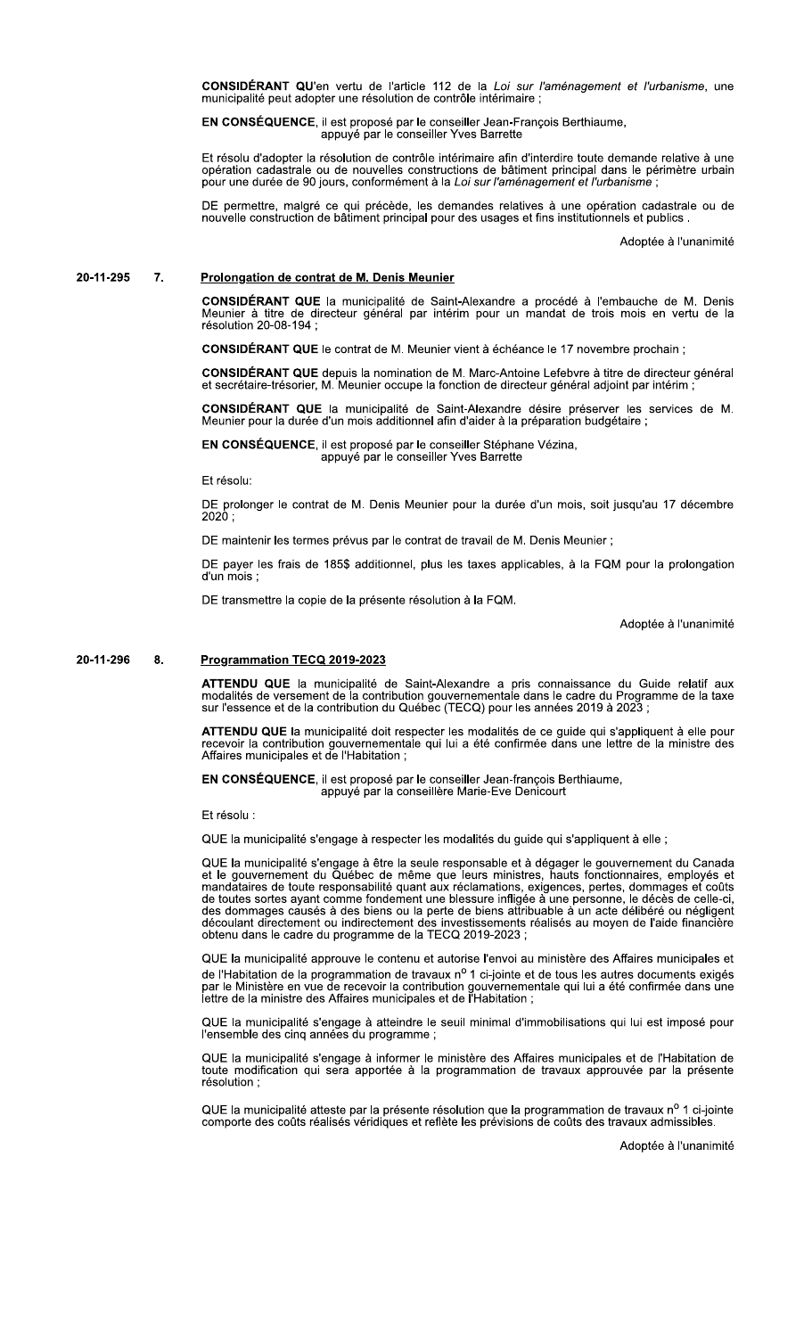**CONSIDÉRANT QU'**en vertu de l'article 112 de la *Loi sur l'aménagement et l'urbanisme*, une municipalité peut adopter une résolution de contrôle intérimaire ;

**EN CONSÉQUENCE**, il est proposé par le conseiller Jean-François Berthiaume,
appuyé par le conseiller Yves Barrette

Et résolu d'adopter la résolution de contrôle intérimaire afin d'interdire toute demande relative à une opération cadastrale ou de nouvelles constructions de bâtiment principal dans le périmètre urbain pour une durée de 90 jours, conformément à la *Loi sur l'aménagement et l'urbanisme* ;

DE permettre, malgré ce qui précède, les demandes relatives à une opération cadastrale ou de nouvelle construction de bâtiment principal pour des usages et fins institutionnels et publics .

Adoptée à l'unanimité

**20-11-295 7. Prolongation de contrat de M. Denis Meunier**

**CONSIDÉRANT QUE** la municipalité de Saint-Alexandre a procédé à l'embauche de M. Denis Meunier à titre de directeur général par intérim pour un mandat de trois mois en vertu de la résolution 20-08-194 ;

**CONSIDÉRANT QUE** le contrat de M. Meunier vient à échéance le 17 novembre prochain ;

**CONSIDÉRANT QUE** depuis la nomination de M. Marc-Antoine Lefebvre à titre de directeur général et secrétaire-trésorier, M. Meunier occupe la fonction de directeur général adjoint par intérim ;

**CONSIDÉRANT QUE** la municipalité de Saint-Alexandre désire préserver les services de M. Meunier pour la durée d'un mois additionnel afin d'aider à la préparation budgétaire ;

**EN CONSÉQUENCE**, il est proposé par le conseiller Stéphane Vézina,
appuyé par le conseiller Yves Barrette

Et résolu:

DE prolonger le contrat de M. Denis Meunier pour la durée d'un mois, soit jusqu'au 17 décembre 2020 ;

DE maintenir les termes prévus par le contrat de travail de M. Denis Meunier ;

DE payer les frais de 185$ additionnel, plus les taxes applicables, à la FQM pour la prolongation d'un mois ;

DE transmettre la copie de la présente résolution à la FQM.

Adoptée à l'unanimité

**20-11-296 8. Programmation TECQ 2019-2023**

**ATTENDU QUE** la municipalité de Saint-Alexandre a pris connaissance du Guide relatif aux modalités de versement de la contribution gouvernementale dans le cadre du Programme de la taxe sur l'essence et de la contribution du Québec (TECQ) pour les années 2019 à 2023 ;

**ATTENDU QUE** la municipalité doit respecter les modalités de ce guide qui s'appliquent à elle pour recevoir la contribution gouvernementale qui lui a été confirmée dans une lettre de la ministre des Affaires municipales et de l'Habitation ;

**EN CONSÉQUENCE**, il est proposé par le conseiller Jean-françois Berthiaume,
appuyé par la conseillère Marie-Eve Denicourt

Et résolu :

QUE la municipalité s'engage à respecter les modalités du guide qui s'appliquent à elle ;

QUE la municipalité s'engage à être la seule responsable et à dégager le gouvernement du Canada et le gouvernement du Québec de même que leurs ministres, hauts fonctionnaires, employés et mandataires de toute responsabilité quant aux réclamations, exigences, pertes, dommages et coûts de toutes sortes ayant comme fondement une blessure infligée à une personne, le décès de celle-ci, des dommages causés à des biens ou la perte de biens attribuable à un acte délibéré ou négligent découlant directement ou indirectement des investissements réalisés au moyen de l'aide financière obtenu dans le cadre du programme de la TECQ 2019-2023 ;

QUE la municipalité approuve le contenu et autorise l'envoi au ministère des Affaires municipales et de l'Habitation de la programmation de travaux n° 1 ci-jointe et de tous les autres documents exigés par le Ministère en vue de recevoir la contribution gouvernementale qui lui a été confirmée dans une lettre de la ministre des Affaires municipales et de l'Habitation ;

QUE la municipalité s'engage à atteindre le seuil minimal d'immobilisations qui lui est imposé pour l'ensemble des cinq années du programme ;

QUE la municipalité s'engage à informer le ministère des Affaires municipales et de l'Habitation de toute modification qui sera apportée à la programmation de travaux approuvée par la présente résolution ;

QUE la municipalité atteste par la présente résolution que la programmation de travaux n° 1 ci-jointe comporte des coûts réalisés véridiques et reflète les prévisions de coûts des travaux admissibles.

Adoptée à l'unanimité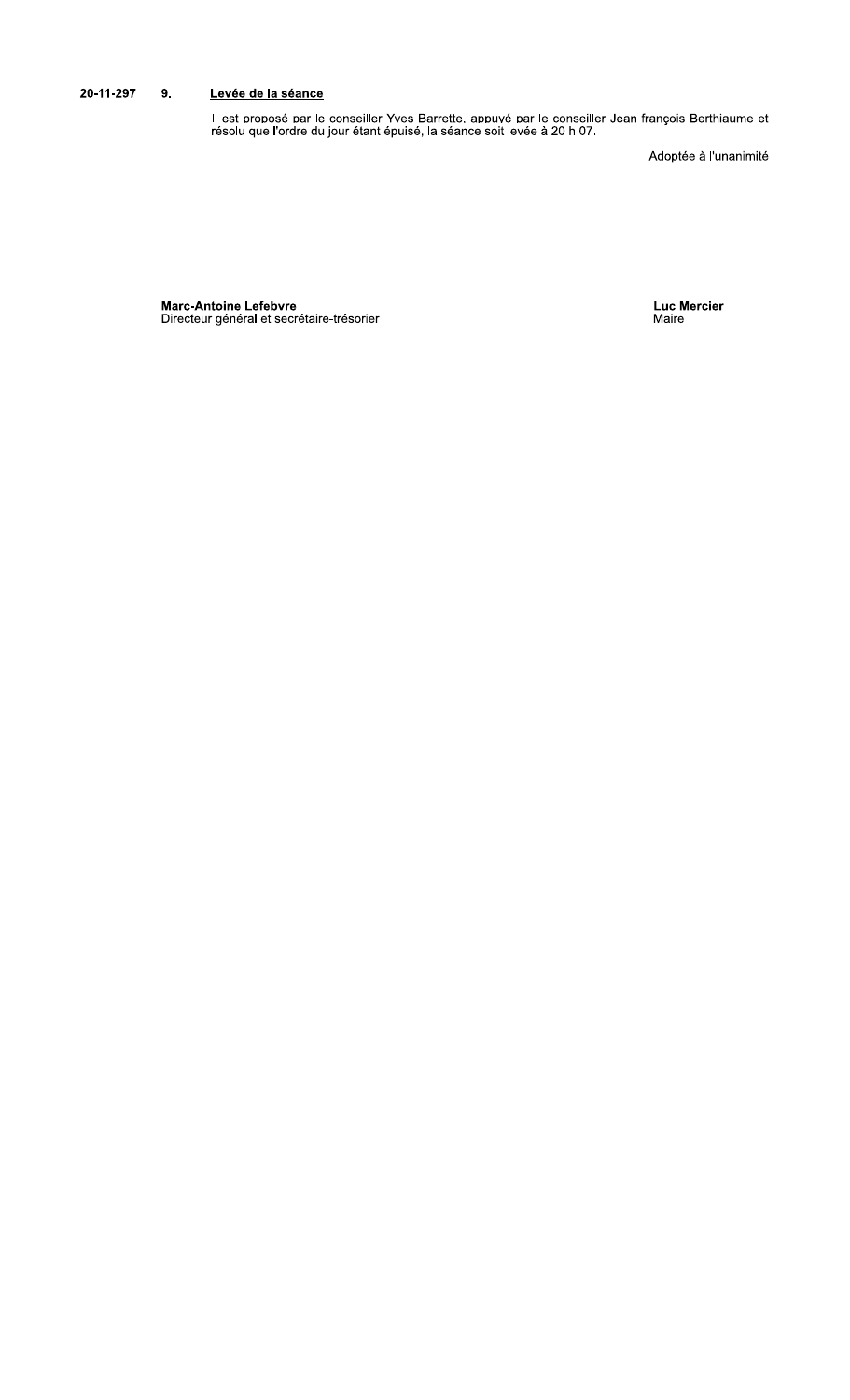**20-11-297 9. Levée de la séance**

Il est proposé par le conseiller Yves Barrette, appuyé par le conseiller Jean-françois Berthiaume et résolu que l'ordre du jour étant épuisé, la séance soit levée à 20 h 07.

Adoptée à l'unanimité

**Marc-Antoine Lefebvre**
Directeur général et secrétaire-trésorier

**Luc Mercier**
Maire